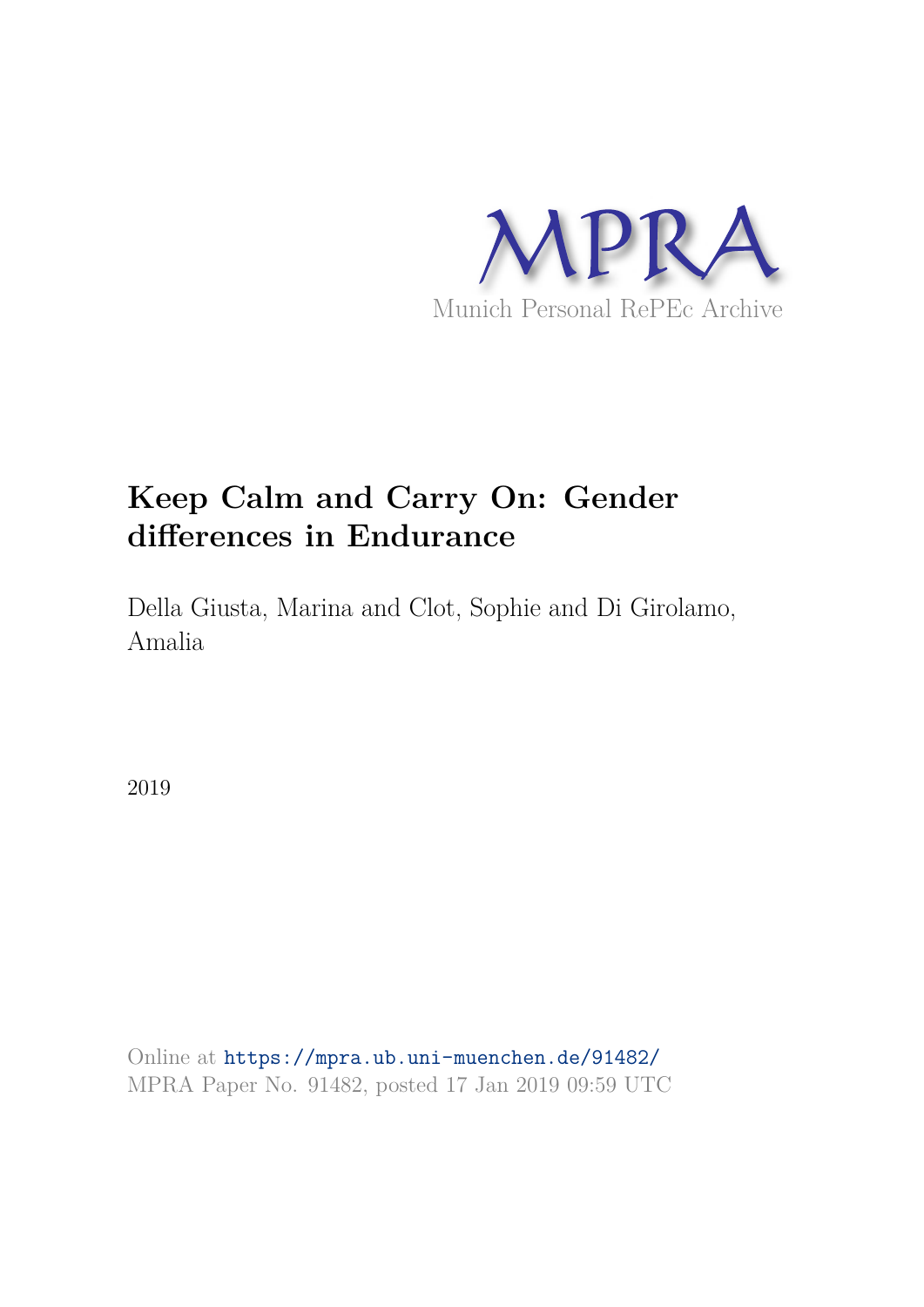MPRA

Munich Personal RePEc Archive

# Keep Calm and Carry On: Gender differences in Endurance

Della Giusta, Marina and Clot, Sophie and Di Girolamo, Amalia

2019

Online at https://mpra.ub.uni-muenchen.de/91482/
MPRA Paper No. 91482, posted 17 Jan 2019 09:59 UTC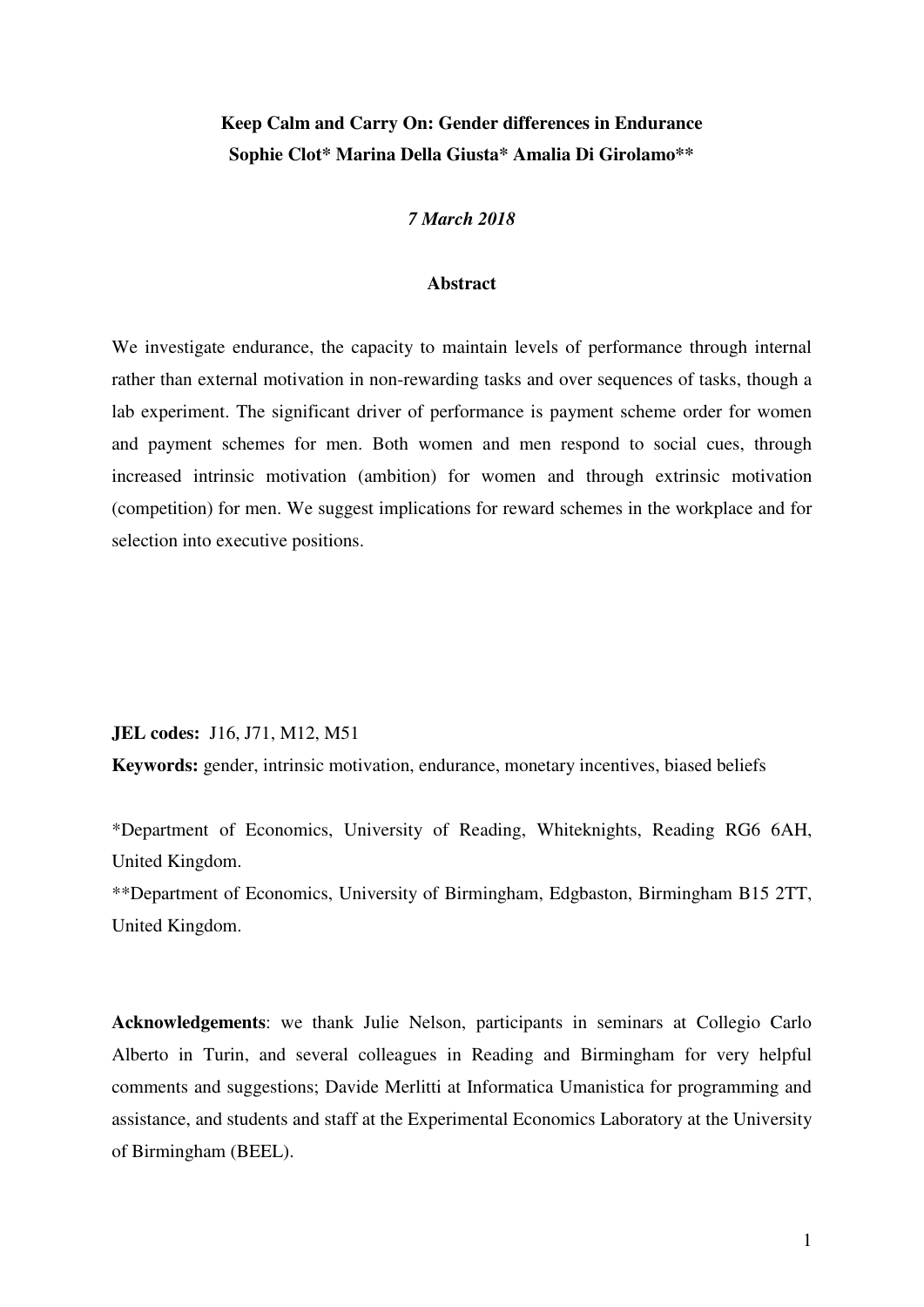**Keep Calm and Carry On: Gender differences in Endurance**

**Sophie Clot* Marina Della Giusta* Amalia Di Girolamo****

***7 March 2018***

**Abstract**

We investigate endurance, the capacity to maintain levels of performance through internal rather than external motivation in non-rewarding tasks and over sequences of tasks, though a lab experiment. The significant driver of performance is payment scheme order for women and payment schemes for men. Both women and men respond to social cues, through increased intrinsic motivation (ambition) for women and through extrinsic motivation (competition) for men. We suggest implications for reward schemes in the workplace and for selection into executive positions.

**JEL codes:** J16, J71, M12, M51

**Keywords:** gender, intrinsic motivation, endurance, monetary incentives, biased beliefs

*Department of Economics, University of Reading, Whiteknights, Reading RG6 6AH, United Kingdom.

**Department of Economics, University of Birmingham, Edgbaston, Birmingham B15 2TT, United Kingdom.

**Acknowledgements**: we thank Julie Nelson, participants in seminars at Collegio Carlo Alberto in Turin, and several colleagues in Reading and Birmingham for very helpful comments and suggestions; Davide Merlitti at Informatica Umanistica for programming and assistance, and students and staff at the Experimental Economics Laboratory at the University of Birmingham (BEEL).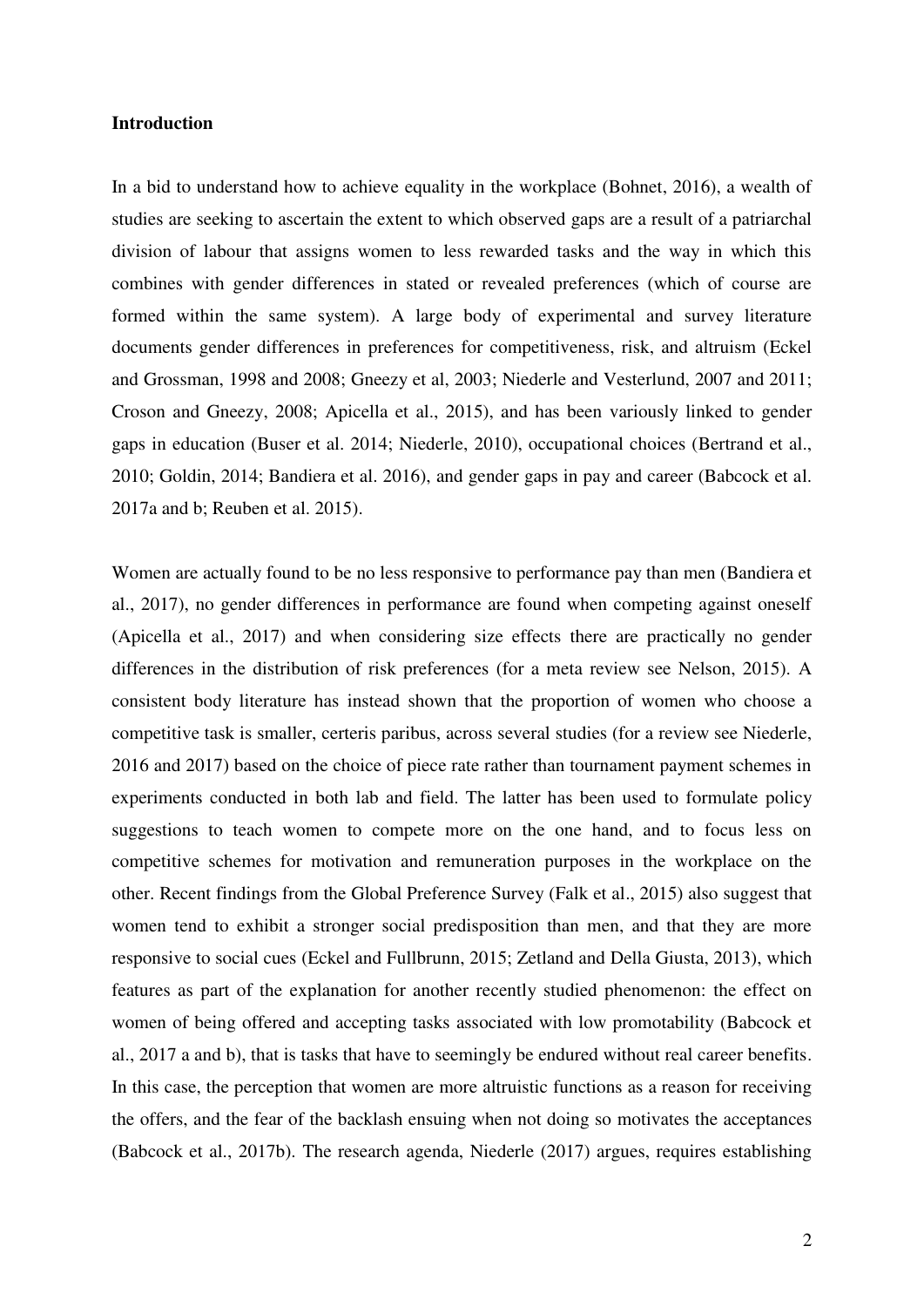**Introduction**

In a bid to understand how to achieve equality in the workplace (Bohnet, 2016), a wealth of studies are seeking to ascertain the extent to which observed gaps are a result of a patriarchal division of labour that assigns women to less rewarded tasks and the way in which this combines with gender differences in stated or revealed preferences (which of course are formed within the same system). A large body of experimental and survey literature documents gender differences in preferences for competitiveness, risk, and altruism (Eckel and Grossman, 1998 and 2008; Gneezy et al, 2003; Niederle and Vesterlund, 2007 and 2011; Croson and Gneezy, 2008; Apicella et al., 2015), and has been variously linked to gender gaps in education (Buser et al. 2014; Niederle, 2010), occupational choices (Bertrand et al., 2010; Goldin, 2014; Bandiera et al. 2016), and gender gaps in pay and career (Babcock et al. 2017a and b; Reuben et al. 2015).

Women are actually found to be no less responsive to performance pay than men (Bandiera et al., 2017), no gender differences in performance are found when competing against oneself (Apicella et al., 2017) and when considering size effects there are practically no gender differences in the distribution of risk preferences (for a meta review see Nelson, 2015). A consistent body literature has instead shown that the proportion of women who choose a competitive task is smaller, certeris paribus, across several studies (for a review see Niederle, 2016 and 2017) based on the choice of piece rate rather than tournament payment schemes in experiments conducted in both lab and field. The latter has been used to formulate policy suggestions to teach women to compete more on the one hand, and to focus less on competitive schemes for motivation and remuneration purposes in the workplace on the other. Recent findings from the Global Preference Survey (Falk et al., 2015) also suggest that women tend to exhibit a stronger social predisposition than men, and that they are more responsive to social cues (Eckel and Fullbrunn, 2015; Zetland and Della Giusta, 2013), which features as part of the explanation for another recently studied phenomenon: the effect on women of being offered and accepting tasks associated with low promotability (Babcock et al., 2017 a and b), that is tasks that have to seemingly be endured without real career benefits. In this case, the perception that women are more altruistic functions as a reason for receiving the offers, and the fear of the backlash ensuing when not doing so motivates the acceptances (Babcock et al., 2017b). The research agenda, Niederle (2017) argues, requires establishing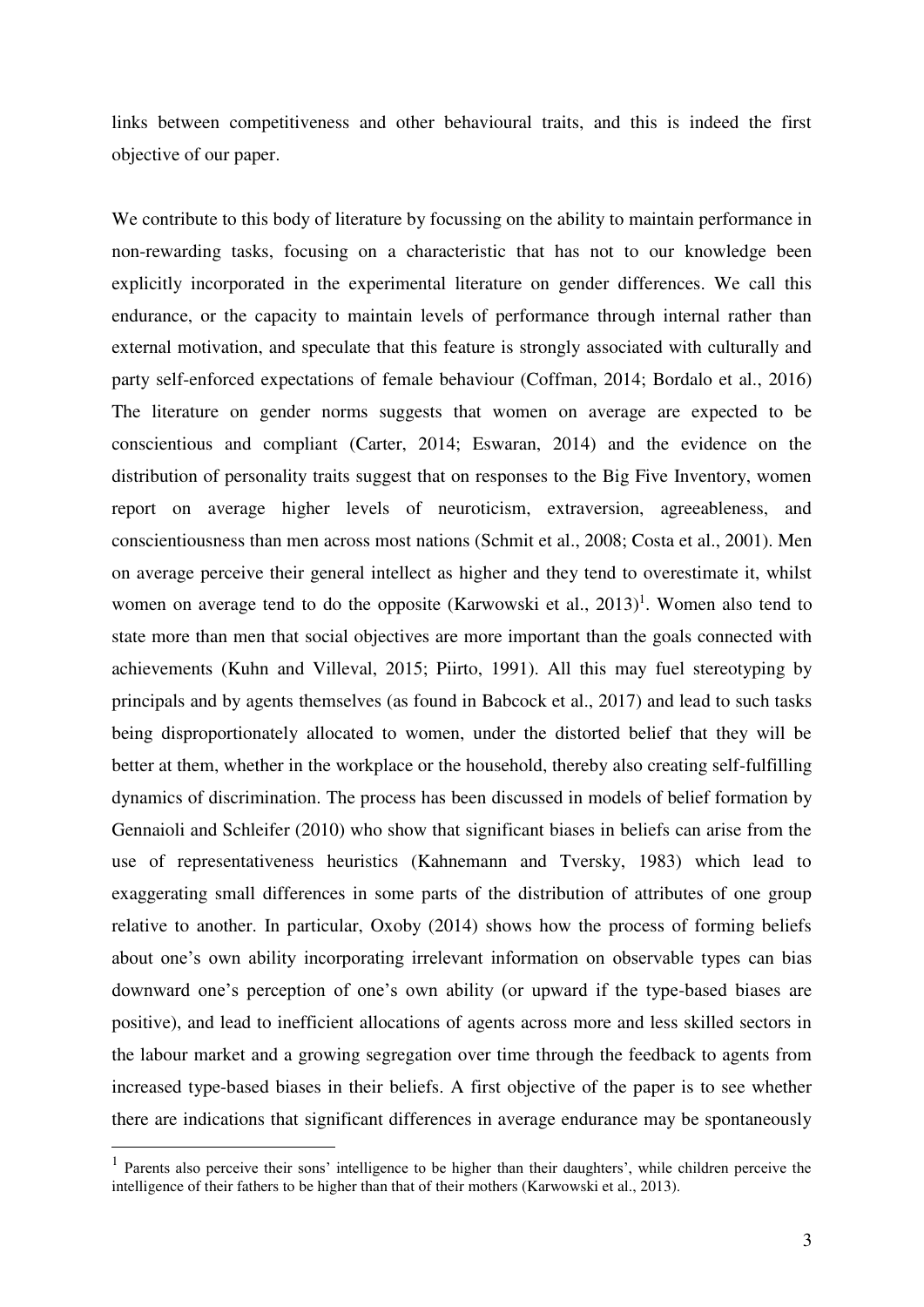links between competitiveness and other behavioural traits, and this is indeed the first objective of our paper.

We contribute to this body of literature by focussing on the ability to maintain performance in non-rewarding tasks, focusing on a characteristic that has not to our knowledge been explicitly incorporated in the experimental literature on gender differences. We call this endurance, or the capacity to maintain levels of performance through internal rather than external motivation, and speculate that this feature is strongly associated with culturally and party self-enforced expectations of female behaviour (Coffman, 2014; Bordalo et al., 2016) The literature on gender norms suggests that women on average are expected to be conscientious and compliant (Carter, 2014; Eswaran, 2014) and the evidence on the distribution of personality traits suggest that on responses to the Big Five Inventory, women report on average higher levels of neuroticism, extraversion, agreeableness, and conscientiousness than men across most nations (Schmit et al., 2008; Costa et al., 2001). Men on average perceive their general intellect as higher and they tend to overestimate it, whilst women on average tend to do the opposite (Karwowski et al., 2013)[1]. Women also tend to state more than men that social objectives are more important than the goals connected with achievements (Kuhn and Villeval, 2015; Piirto, 1991). All this may fuel stereotyping by principals and by agents themselves (as found in Babcock et al., 2017) and lead to such tasks being disproportionately allocated to women, under the distorted belief that they will be better at them, whether in the workplace or the household, thereby also creating self-fulfilling dynamics of discrimination. The process has been discussed in models of belief formation by Gennaioli and Schleifer (2010) who show that significant biases in beliefs can arise from the use of representativeness heuristics (Kahnemann and Tversky, 1983) which lead to exaggerating small differences in some parts of the distribution of attributes of one group relative to another. In particular, Oxoby (2014) shows how the process of forming beliefs about one's own ability incorporating irrelevant information on observable types can bias downward one's perception of one's own ability (or upward if the type-based biases are positive), and lead to inefficient allocations of agents across more and less skilled sectors in the labour market and a growing segregation over time through the feedback to agents from increased type-based biases in their beliefs. A first objective of the paper is to see whether there are indications that significant differences in average endurance may be spontaneously

---

[1] Parents also perceive their sons' intelligence to be higher than their daughters', while children perceive the intelligence of their fathers to be higher than that of their mothers (Karwowski et al., 2013).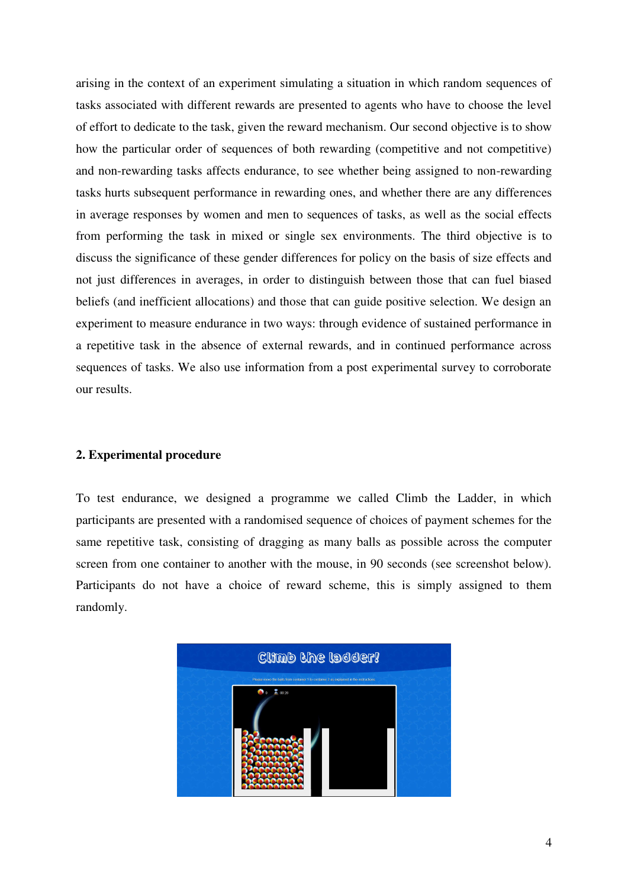arising in the context of an experiment simulating a situation in which random sequences of tasks associated with different rewards are presented to agents who have to choose the level of effort to dedicate to the task, given the reward mechanism. Our second objective is to show how the particular order of sequences of both rewarding (competitive and not competitive) and non-rewarding tasks affects endurance, to see whether being assigned to non-rewarding tasks hurts subsequent performance in rewarding ones, and whether there are any differences in average responses by women and men to sequences of tasks, as well as the social effects from performing the task in mixed or single sex environments. The third objective is to discuss the significance of these gender differences for policy on the basis of size effects and not just differences in averages, in order to distinguish between those that can fuel biased beliefs (and inefficient allocations) and those that can guide positive selection. We design an experiment to measure endurance in two ways: through evidence of sustained performance in a repetitive task in the absence of external rewards, and in continued performance across sequences of tasks. We also use information from a post experimental survey to corroborate our results.

## 2. Experimental procedure

To test endurance, we designed a programme we called Climb the Ladder, in which participants are presented with a randomised sequence of choices of payment schemes for the same repetitive task, consisting of dragging as many balls as possible across the computer screen from one container to another with the mouse, in 90 seconds (see screenshot below). Participants do not have a choice of reward scheme, this is simply assigned to them randomly.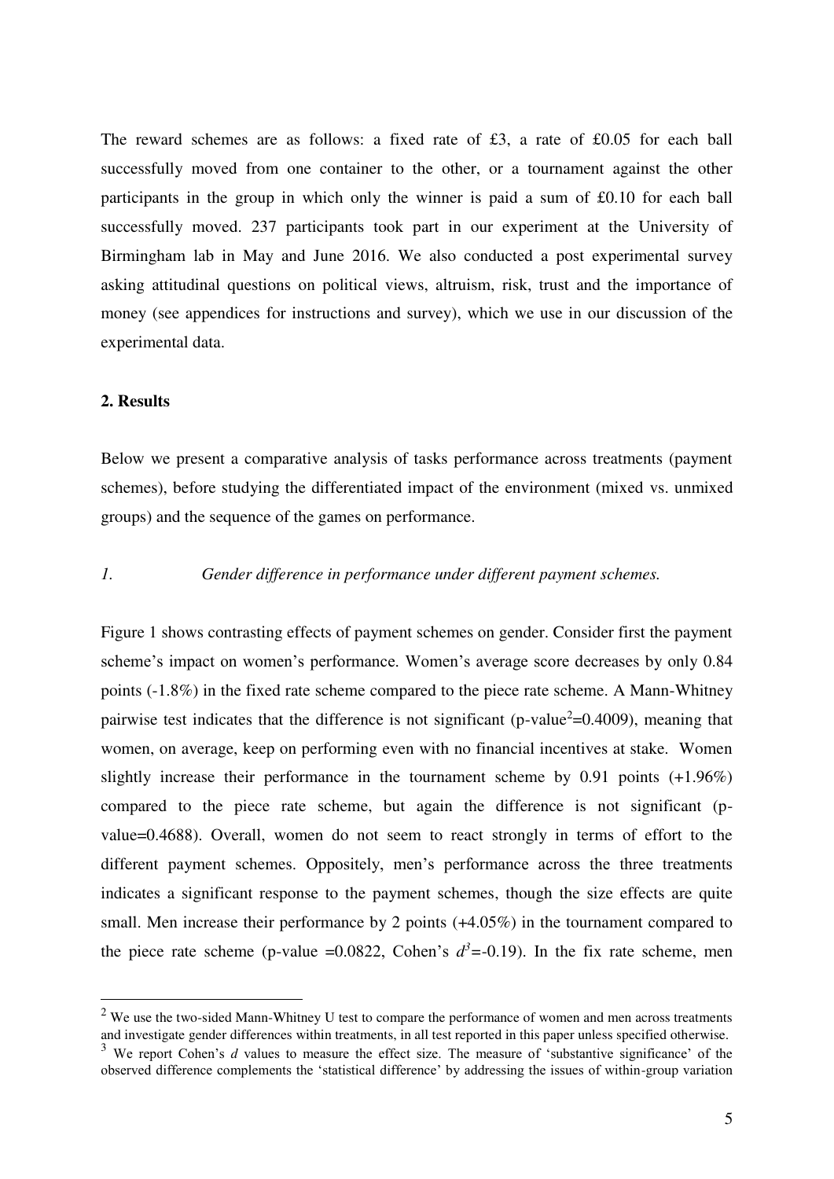The reward schemes are as follows: a fixed rate of £3, a rate of £0.05 for each ball successfully moved from one container to the other, or a tournament against the other participants in the group in which only the winner is paid a sum of £0.10 for each ball successfully moved. 237 participants took part in our experiment at the University of Birmingham lab in May and June 2016. We also conducted a post experimental survey asking attitudinal questions on political views, altruism, risk, trust and the importance of money (see appendices for instructions and survey), which we use in our discussion of the experimental data.

## 2. Results

Below we present a comparative analysis of tasks performance across treatments (payment schemes), before studying the differentiated impact of the environment (mixed vs. unmixed groups) and the sequence of the games on performance.

### *1. Gender difference in performance under different payment schemes.*

Figure 1 shows contrasting effects of payment schemes on gender. Consider first the payment scheme's impact on women's performance. Women's average score decreases by only 0.84 points (-1.8%) in the fixed rate scheme compared to the piece rate scheme. A Mann-Whitney pairwise test indicates that the difference is not significant (p-value[2]=0.4009), meaning that women, on average, keep on performing even with no financial incentives at stake. Women slightly increase their performance in the tournament scheme by 0.91 points (+1.96%) compared to the piece rate scheme, but again the difference is not significant (p-value=0.4688). Overall, women do not seem to react strongly in terms of effort to the different payment schemes. Oppositely, men's performance across the three treatments indicates a significant response to the payment schemes, though the size effects are quite small. Men increase their performance by 2 points (+4.05%) in the tournament compared to the piece rate scheme (p-value =0.0822, Cohen's $d$[3]=-0.19). In the fix rate scheme, men

[2] We use the two-sided Mann-Whitney U test to compare the performance of women and men across treatments and investigate gender differences within treatments, in all test reported in this paper unless specified otherwise.

[3] We report Cohen's *d* values to measure the effect size. The measure of 'substantive significance' of the observed difference complements the 'statistical difference' by addressing the issues of within-group variation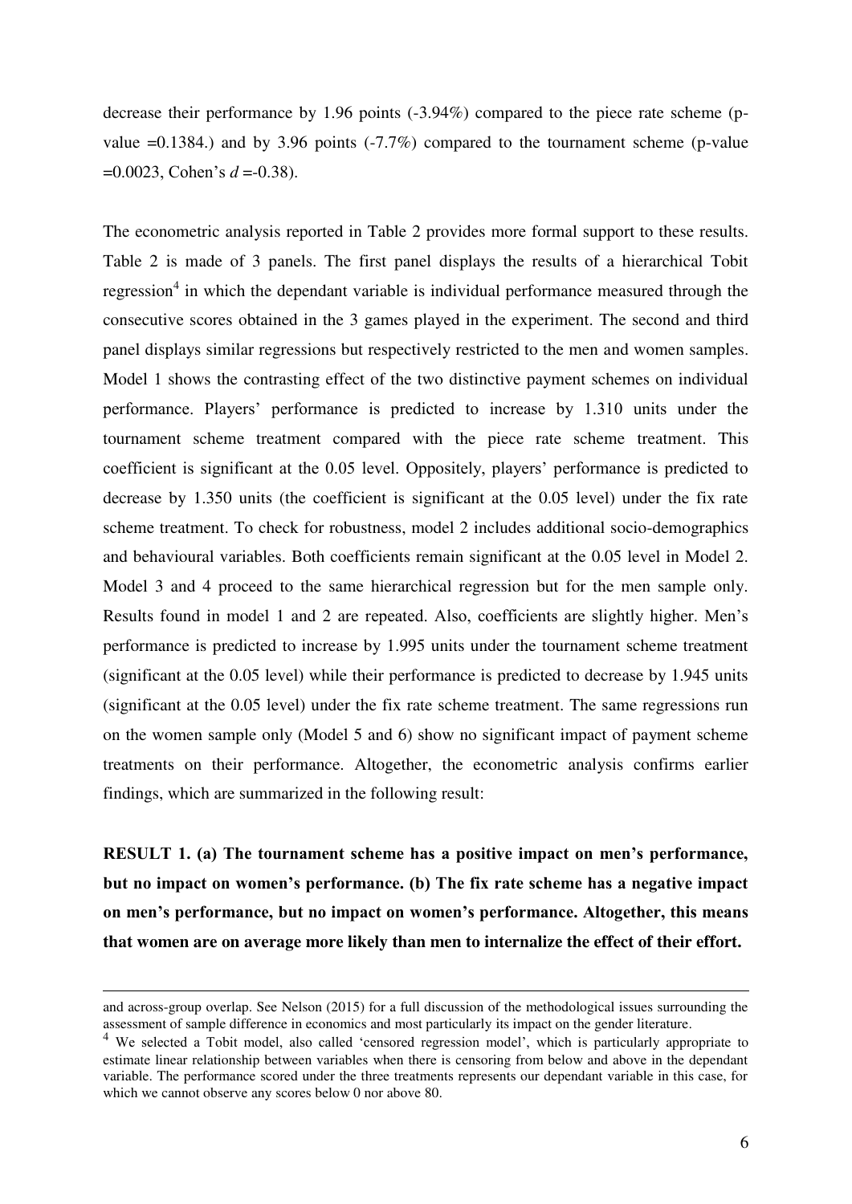decrease their performance by 1.96 points (-3.94%) compared to the piece rate scheme (p-value =0.1384.) and by 3.96 points (-7.7%) compared to the tournament scheme (p-value =0.0023, Cohen's *d* =-0.38).

The econometric analysis reported in Table 2 provides more formal support to these results. Table 2 is made of 3 panels. The first panel displays the results of a hierarchical Tobit regression[4] in which the dependant variable is individual performance measured through the consecutive scores obtained in the 3 games played in the experiment. The second and third panel displays similar regressions but respectively restricted to the men and women samples. Model 1 shows the contrasting effect of the two distinctive payment schemes on individual performance. Players' performance is predicted to increase by 1.310 units under the tournament scheme treatment compared with the piece rate scheme treatment. This coefficient is significant at the 0.05 level. Oppositely, players' performance is predicted to decrease by 1.350 units (the coefficient is significant at the 0.05 level) under the fix rate scheme treatment. To check for robustness, model 2 includes additional socio-demographics and behavioural variables. Both coefficients remain significant at the 0.05 level in Model 2. Model 3 and 4 proceed to the same hierarchical regression but for the men sample only. Results found in model 1 and 2 are repeated. Also, coefficients are slightly higher. Men's performance is predicted to increase by 1.995 units under the tournament scheme treatment (significant at the 0.05 level) while their performance is predicted to decrease by 1.945 units (significant at the 0.05 level) under the fix rate scheme treatment. The same regressions run on the women sample only (Model 5 and 6) show no significant impact of payment scheme treatments on their performance. Altogether, the econometric analysis confirms earlier findings, which are summarized in the following result:

**RESULT 1. (a) The tournament scheme has a positive impact on men's performance, but no impact on women's performance. (b) The fix rate scheme has a negative impact on men's performance, but no impact on women's performance. Altogether, this means that women are on average more likely than men to internalize the effect of their effort.**

---

and across-group overlap. See Nelson (2015) for a full discussion of the methodological issues surrounding the assessment of sample difference in economics and most particularly its impact on the gender literature.

[4] We selected a Tobit model, also called 'censored regression model', which is particularly appropriate to estimate linear relationship between variables when there is censoring from below and above in the dependant variable. The performance scored under the three treatments represents our dependant variable in this case, for which we cannot observe any scores below 0 nor above 80.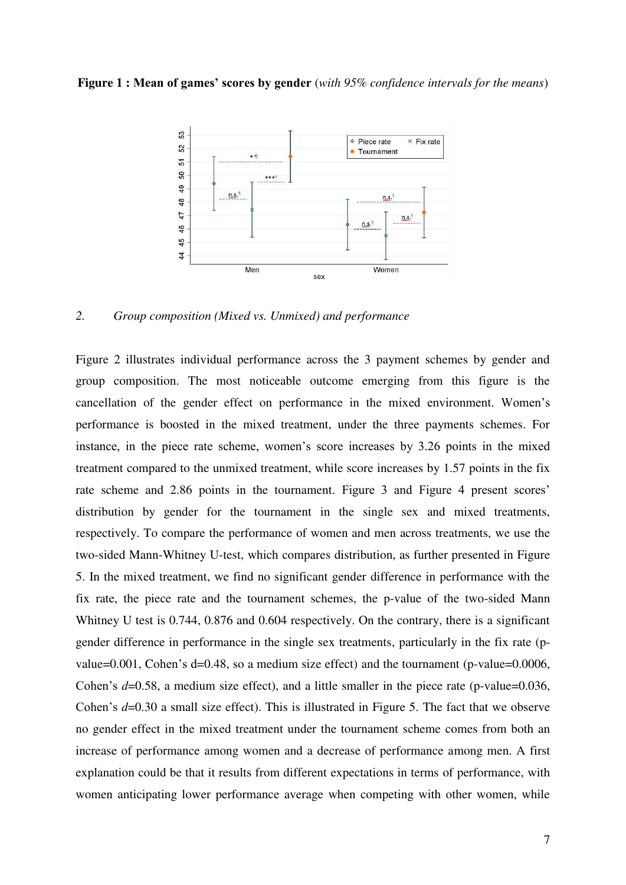**Figure 1 : Mean of games' scores by gender** (*with 95% confidence intervals for the means*)

2. *Group composition (Mixed vs. Unmixed) and performance*

Figure 2 illustrates individual performance across the 3 payment schemes by gender and group composition. The most noticeable outcome emerging from this figure is the cancellation of the gender effect on performance in the mixed environment. Women's performance is boosted in the mixed treatment, under the three payments schemes. For instance, in the piece rate scheme, women's score increases by 3.26 points in the mixed treatment compared to the unmixed treatment, while score increases by 1.57 points in the fix rate scheme and 2.86 points in the tournament. Figure 3 and Figure 4 present scores' distribution by gender for the tournament in the single sex and mixed treatments, respectively. To compare the performance of women and men across treatments, we use the two-sided Mann-Whitney U-test, which compares distribution, as further presented in Figure 5. In the mixed treatment, we find no significant gender difference in performance with the fix rate, the piece rate and the tournament schemes, the p-value of the two-sided Mann Whitney U test is 0.744, 0.876 and 0.604 respectively. On the contrary, there is a significant gender difference in performance in the single sex treatments, particularly in the fix rate (p-value=0.001, Cohen's d=0.48, so a medium size effect) and the tournament (p-value=0.0006, Cohen's *d*=0.58, a medium size effect), and a little smaller in the piece rate (p-value=0.036, Cohen's *d*=0.30 a small size effect). This is illustrated in Figure 5. The fact that we observe no gender effect in the mixed treatment under the tournament scheme comes from both an increase of performance among women and a decrease of performance among men. A first explanation could be that it results from different expectations in terms of performance, with women anticipating lower performance average when competing with other women, while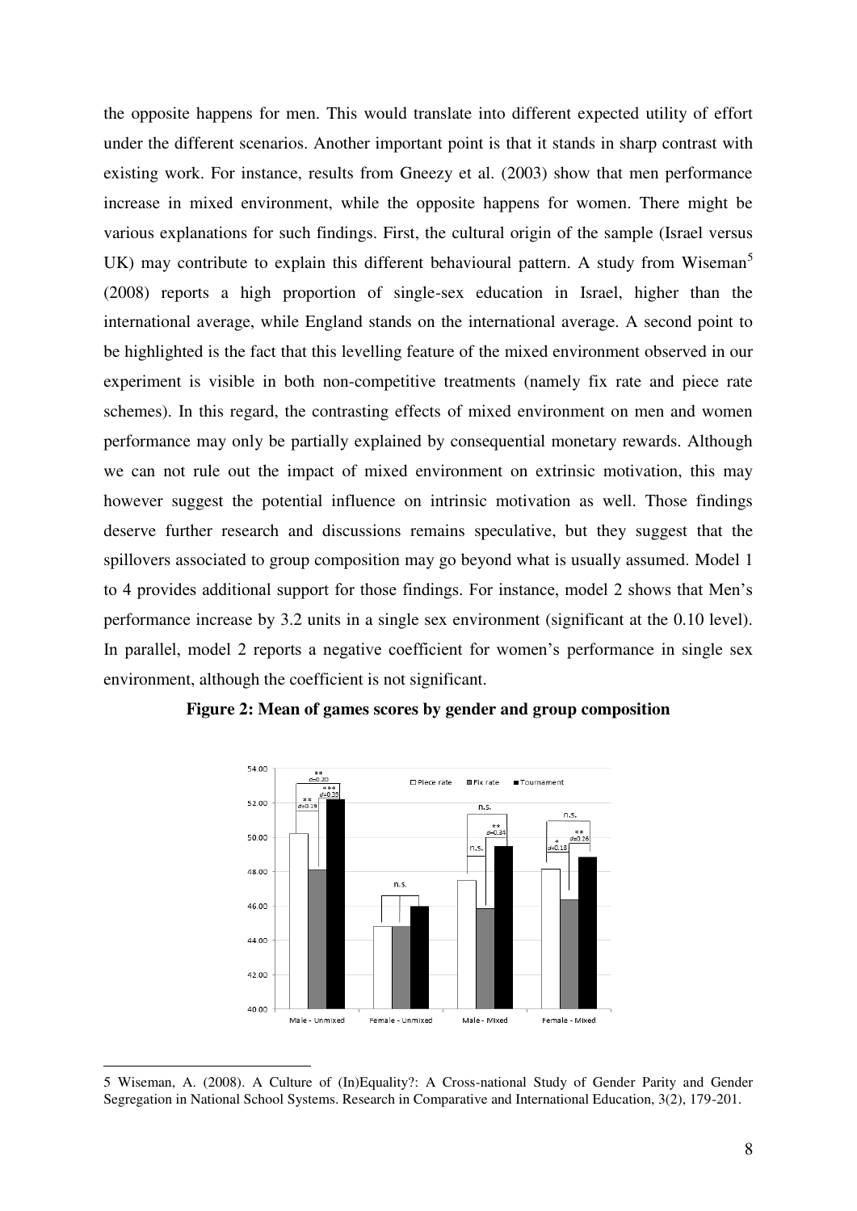the opposite happens for men. This would translate into different expected utility of effort under the different scenarios. Another important point is that it stands in sharp contrast with existing work. For instance, results from Gneezy et al. (2003) show that men performance increase in mixed environment, while the opposite happens for women. There might be various explanations for such findings. First, the cultural origin of the sample (Israel versus UK) may contribute to explain this different behavioural pattern. A study from Wiseman[5] (2008) reports a high proportion of single-sex education in Israel, higher than the international average, while England stands on the international average. A second point to be highlighted is the fact that this levelling feature of the mixed environment observed in our experiment is visible in both non-competitive treatments (namely fix rate and piece rate schemes). In this regard, the contrasting effects of mixed environment on men and women performance may only be partially explained by consequential monetary rewards. Although we can not rule out the impact of mixed environment on extrinsic motivation, this may however suggest the potential influence on intrinsic motivation as well. Those findings deserve further research and discussions remains speculative, but they suggest that the spillovers associated to group composition may go beyond what is usually assumed. Model 1 to 4 provides additional support for those findings. For instance, model 2 shows that Men's performance increase by 3.2 units in a single sex environment (significant at the 0.10 level). In parallel, model 2 reports a negative coefficient for women's performance in single sex environment, although the coefficient is not significant.

**Figure 2: Mean of games scores by gender and group composition**

---

5 Wiseman, A. (2008). A Culture of (In)Equality?: A Cross-national Study of Gender Parity and Gender Segregation in National School Systems. Research in Comparative and International Education, 3(2), 179-201.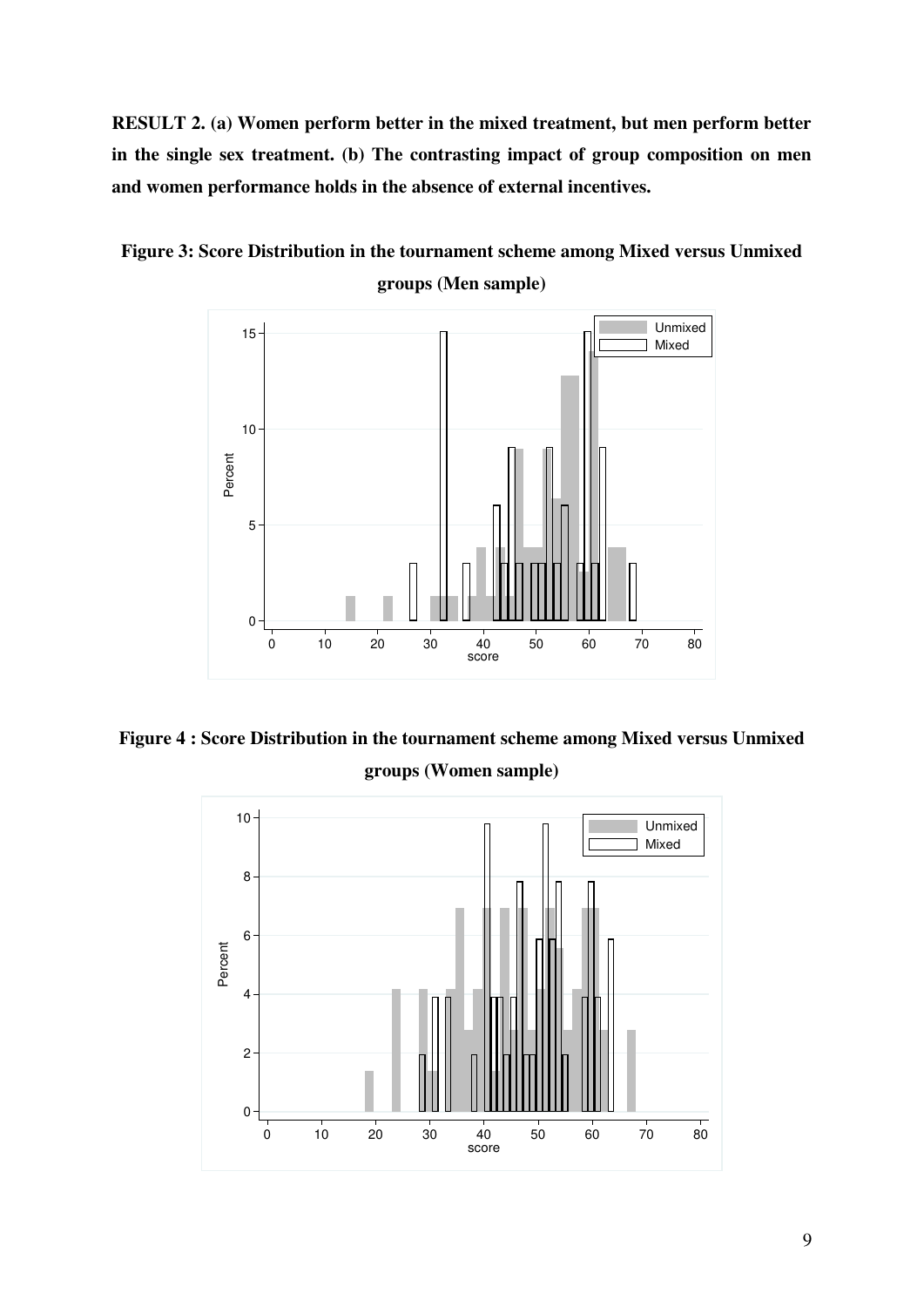**RESULT 2. (a) Women perform better in the mixed treatment, but men perform better in the single sex treatment. (b) The contrasting impact of group composition on men and women performance holds in the absence of external incentives.**

**Figure 3: Score Distribution in the tournament scheme among Mixed versus Unmixed groups (Men sample)**

**Figure 4 : Score Distribution in the tournament scheme among Mixed versus Unmixed groups (Women sample)**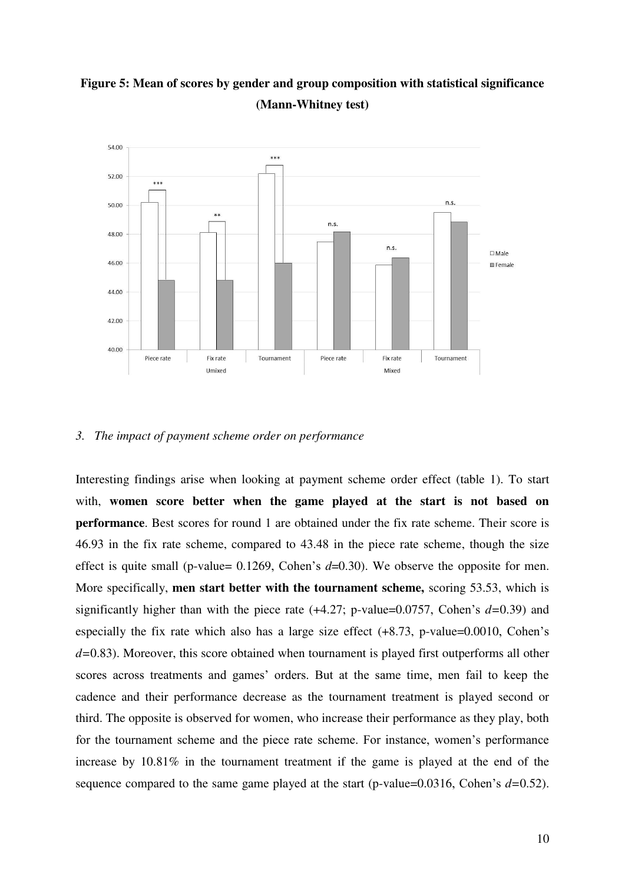**Figure 5: Mean of scores by gender and group composition with statistical significance (Mann-Whitney test)**

*3. The impact of payment scheme order on performance*

Interesting findings arise when looking at payment scheme order effect (table 1). To start with, **women score better when the game played at the start is not based on performance**. Best scores for round 1 are obtained under the fix rate scheme. Their score is 46.93 in the fix rate scheme, compared to 43.48 in the piece rate scheme, though the size effect is quite small (p-value= 0.1269, Cohen's *d*=0.30). We observe the opposite for men. More specifically, **men start better with the tournament scheme,** scoring 53.53, which is significantly higher than with the piece rate (+4.27; p-value=0.0757, Cohen's *d*=0.39) and especially the fix rate which also has a large size effect (+8.73, p-value=0.0010, Cohen's *d*=0.83). Moreover, this score obtained when tournament is played first outperforms all other scores across treatments and games' orders. But at the same time, men fail to keep the cadence and their performance decrease as the tournament treatment is played second or third. The opposite is observed for women, who increase their performance as they play, both for the tournament scheme and the piece rate scheme. For instance, women's performance increase by 10.81% in the tournament treatment if the game is played at the end of the sequence compared to the same game played at the start (p-value=0.0316, Cohen's *d*=0.52).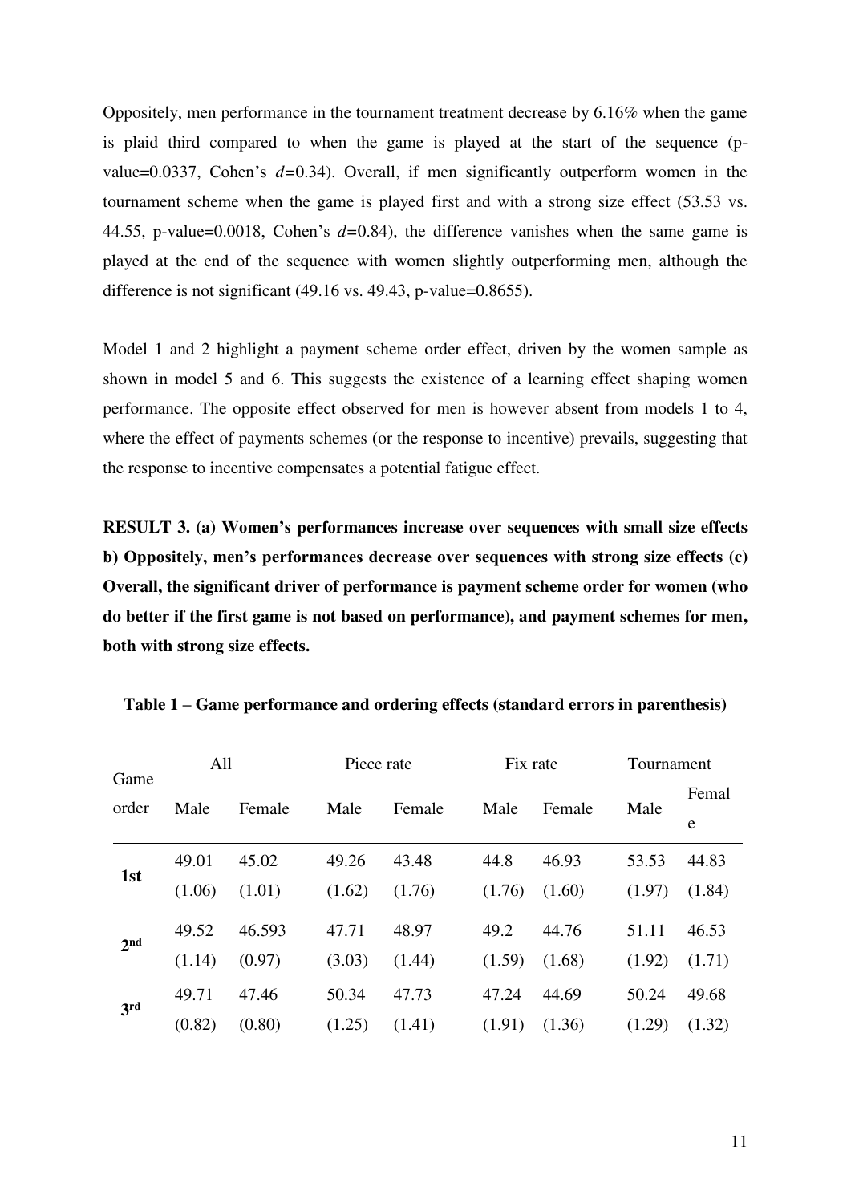Oppositely, men performance in the tournament treatment decrease by 6.16% when the game is plaid third compared to when the game is played at the start of the sequence (p-value=0.0337, Cohen's *d*=0.34). Overall, if men significantly outperform women in the tournament scheme when the game is played first and with a strong size effect (53.53 vs. 44.55, p-value=0.0018, Cohen's *d*=0.84), the difference vanishes when the same game is played at the end of the sequence with women slightly outperforming men, although the difference is not significant (49.16 vs. 49.43, p-value=0.8655).

Model 1 and 2 highlight a payment scheme order effect, driven by the women sample as shown in model 5 and 6. This suggests the existence of a learning effect shaping women performance. The opposite effect observed for men is however absent from models 1 to 4, where the effect of payments schemes (or the response to incentive) prevails, suggesting that the response to incentive compensates a potential fatigue effect.

**RESULT 3. (a) Women's performances increase over sequences with small size effects b) Oppositely, men's performances decrease over sequences with strong size effects (c) Overall, the significant driver of performance is payment scheme order for women (who do better if the first game is not based on performance), and payment schemes for men, both with strong size effects.**

**Table 1 – Game performance and ordering effects (standard errors in parenthesis)**

| Game order | All | | Piece rate | | Fix rate | | Tournament | |
|---|---|---|---|---|---|---|---|---|
| | Male | Female | Male | Female | Male | Female | Male | Female |
| **1st** | 49.01 | 45.02 | 49.26 | 43.48 | 44.8 | 46.93 | 53.53 | 44.83 |
| | (1.06) | (1.01) | (1.62) | (1.76) | (1.76) | (1.60) | (1.97) | (1.84) |
| **2nd** | 49.52 | 46.593 | 47.71 | 48.97 | 49.2 | 44.76 | 51.11 | 46.53 |
| | (1.14) | (0.97) | (3.03) | (1.44) | (1.59) | (1.68) | (1.92) | (1.71) |
| **3rd** | 49.71 | 47.46 | 50.34 | 47.73 | 47.24 | 44.69 | 50.24 | 49.68 |
| | (0.82) | (0.80) | (1.25) | (1.41) | (1.91) | (1.36) | (1.29) | (1.32) |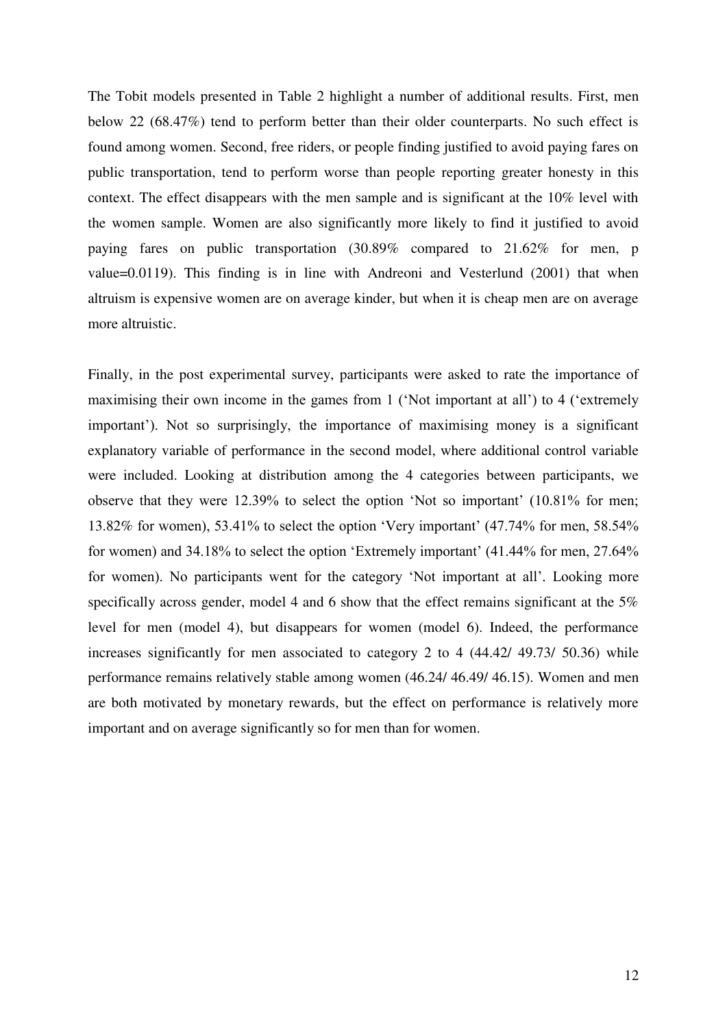The Tobit models presented in Table 2 highlight a number of additional results. First, men below 22 (68.47%) tend to perform better than their older counterparts. No such effect is found among women. Second, free riders, or people finding justified to avoid paying fares on public transportation, tend to perform worse than people reporting greater honesty in this context. The effect disappears with the men sample and is significant at the 10% level with the women sample. Women are also significantly more likely to find it justified to avoid paying fares on public transportation (30.89% compared to 21.62% for men, p value=0.0119). This finding is in line with Andreoni and Vesterlund (2001) that when altruism is expensive women are on average kinder, but when it is cheap men are on average more altruistic.

Finally, in the post experimental survey, participants were asked to rate the importance of maximising their own income in the games from 1 ('Not important at all') to 4 ('extremely important'). Not so surprisingly, the importance of maximising money is a significant explanatory variable of performance in the second model, where additional control variable were included. Looking at distribution among the 4 categories between participants, we observe that they were 12.39% to select the option 'Not so important' (10.81% for men; 13.82% for women), 53.41% to select the option 'Very important' (47.74% for men, 58.54% for women) and 34.18% to select the option 'Extremely important' (41.44% for men, 27.64% for women). No participants went for the category 'Not important at all'. Looking more specifically across gender, model 4 and 6 show that the effect remains significant at the 5% level for men (model 4), but disappears for women (model 6). Indeed, the performance increases significantly for men associated to category 2 to 4 (44.42/ 49.73/ 50.36) while performance remains relatively stable among women (46.24/ 46.49/ 46.15). Women and men are both motivated by monetary rewards, but the effect on performance is relatively more important and on average significantly so for men than for women.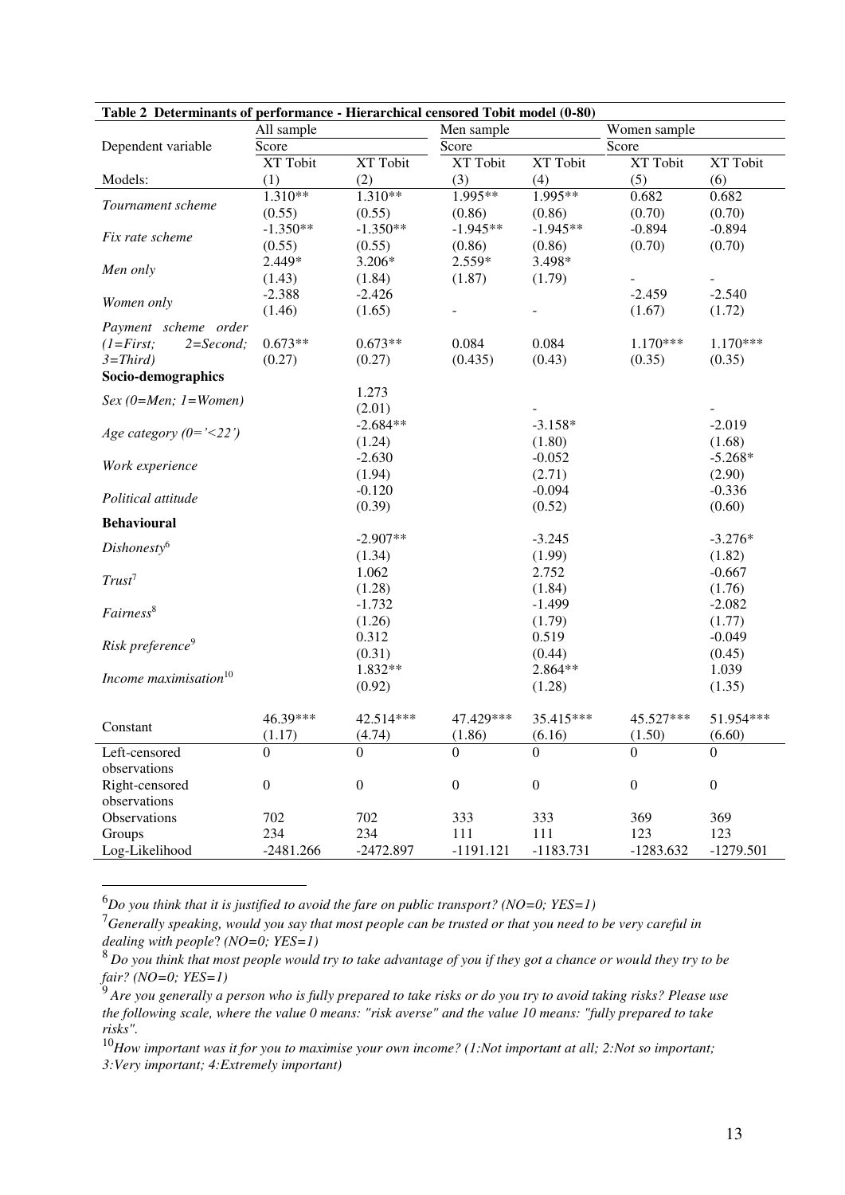**Table 2 Determinants of performance - Hierarchical censored Tobit model (0-80)**

| | All sample | | Men sample | | Women sample | |
|---|---|---|---|---|---|---|
| Dependent variable | Score | | Score | | Score | |
| | XT Tobit | XT Tobit | XT Tobit | XT Tobit | XT Tobit | XT Tobit |
| Models: | (1) | (2) | (3) | (4) | (5) | (6) |
| *Tournament scheme* | 1.310** | 1.310** | 1.995** | 1.995** | 0.682 | 0.682 |
| | (0.55) | (0.55) | (0.86) | (0.86) | (0.70) | (0.70) |
| *Fix rate scheme* | -1.350** | -1.350** | -1.945** | -1.945** | -0.894 | -0.894 |
| | (0.55) | (0.55) | (0.86) | (0.86) | (0.70) | (0.70) |
| *Men only* | 2.449* | 3.206* | 2.559* | 3.498* | - | - |
| | (1.43) | (1.84) | (1.87) | (1.79) | | |
| *Women only* | -2.388 | -2.426 | - | - | -2.459 | -2.540 |
| | (1.46) | (1.65) | | | (1.67) | (1.72) |
| *Payment scheme order (1=First; 2=Second; 3=Third)* | 0.673** | 0.673** | 0.084 | 0.084 | 1.170*** | 1.170*** |
| | (0.27) | (0.27) | (0.435) | (0.43) | (0.35) | (0.35) |
| **Socio-demographics** | | | | | | |
| *Sex (0=Men; 1=Women)* | | 1.273 | | - | | - |
| | | (2.01) | | | | |
| *Age category (0='<22')* | | -2.684** | | -3.158* | | -2.019 |
| | | (1.24) | | (1.80) | | (1.68) |
| *Work experience* | | -2.630 | | -0.052 | | -5.268* |
| | | (1.94) | | (2.71) | | (2.90) |
| *Political attitude* | | -0.120 | | -0.094 | | -0.336 |
| | | (0.39) | | (0.52) | | (0.60) |
| **Behavioural** | | | | | | |
| *Dishonesty*[6] | | -2.907** | | -3.245 | | -3.276* |
| | | (1.34) | | (1.99) | | (1.82) |
| *Trust*[7] | | 1.062 | | 2.752 | | -0.667 |
| | | (1.28) | | (1.84) | | (1.76) |
| *Fairness*[8] | | -1.732 | | -1.499 | | -2.082 |
| | | (1.26) | | (1.79) | | (1.77) |
| *Risk preference*[9] | | 0.312 | | 0.519 | | -0.049 |
| | | (0.31) | | (0.44) | | (0.45) |
| *Income maximisation*[10] | | 1.832** | | 2.864** | | 1.039 |
| | | (0.92) | | (1.28) | | (1.35) |
| Constant | 46.39*** | 42.514*** | 47.429*** | 35.415*** | 45.527*** | 51.954*** |
| | (1.17) | (4.74) | (1.86) | (6.16) | (1.50) | (6.60) |
| Left-censored observations | 0 | 0 | 0 | 0 | 0 | 0 |
| Right-censored observations | 0 | 0 | 0 | 0 | 0 | 0 |
| Observations | 702 | 702 | 333 | 333 | 369 | 369 |
| Groups | 234 | 234 | 111 | 111 | 123 | 123 |
| Log-Likelihood | -2481.266 | -2472.897 | -1191.121 | -1183.731 | -1283.632 | -1279.501 |

[6] *Do you think that it is justified to avoid the fare on public transport? (NO=0; YES=1)*

[7] *Generally speaking, would you say that most people can be trusted or that you need to be very careful in dealing with people? (NO=0; YES=1)*

[8] *Do you think that most people would try to take advantage of you if they got a chance or would they try to be fair? (NO=0; YES=1)*

[9] *Are you generally a person who is fully prepared to take risks or do you try to avoid taking risks? Please use the following scale, where the value 0 means: "risk averse" and the value 10 means: "fully prepared to take risks".*

[10] *How important was it for you to maximise your own income? (1:Not important at all; 2:Not so important; 3:Very important; 4:Extremely important)*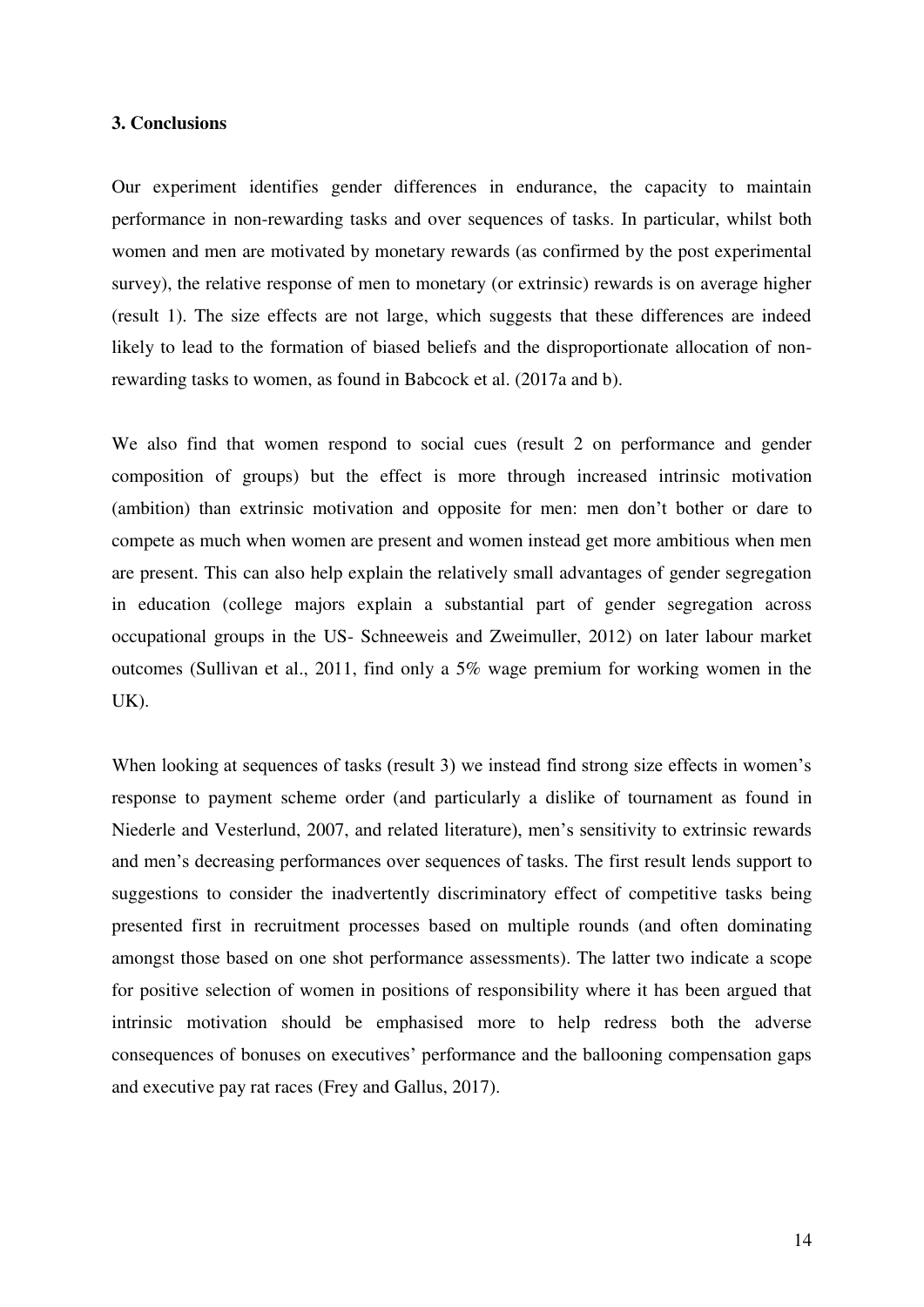### 3. Conclusions

Our experiment identifies gender differences in endurance, the capacity to maintain performance in non-rewarding tasks and over sequences of tasks. In particular, whilst both women and men are motivated by monetary rewards (as confirmed by the post experimental survey), the relative response of men to monetary (or extrinsic) rewards is on average higher (result 1). The size effects are not large, which suggests that these differences are indeed likely to lead to the formation of biased beliefs and the disproportionate allocation of non-rewarding tasks to women, as found in Babcock et al. (2017a and b).

We also find that women respond to social cues (result 2 on performance and gender composition of groups) but the effect is more through increased intrinsic motivation (ambition) than extrinsic motivation and opposite for men: men don't bother or dare to compete as much when women are present and women instead get more ambitious when men are present. This can also help explain the relatively small advantages of gender segregation in education (college majors explain a substantial part of gender segregation across occupational groups in the US- Schneeweis and Zweimuller, 2012) on later labour market outcomes (Sullivan et al., 2011, find only a 5% wage premium for working women in the UK).

When looking at sequences of tasks (result 3) we instead find strong size effects in women's response to payment scheme order (and particularly a dislike of tournament as found in Niederle and Vesterlund, 2007, and related literature), men's sensitivity to extrinsic rewards and men's decreasing performances over sequences of tasks. The first result lends support to suggestions to consider the inadvertently discriminatory effect of competitive tasks being presented first in recruitment processes based on multiple rounds (and often dominating amongst those based on one shot performance assessments). The latter two indicate a scope for positive selection of women in positions of responsibility where it has been argued that intrinsic motivation should be emphasised more to help redress both the adverse consequences of bonuses on executives' performance and the ballooning compensation gaps and executive pay rat races (Frey and Gallus, 2017).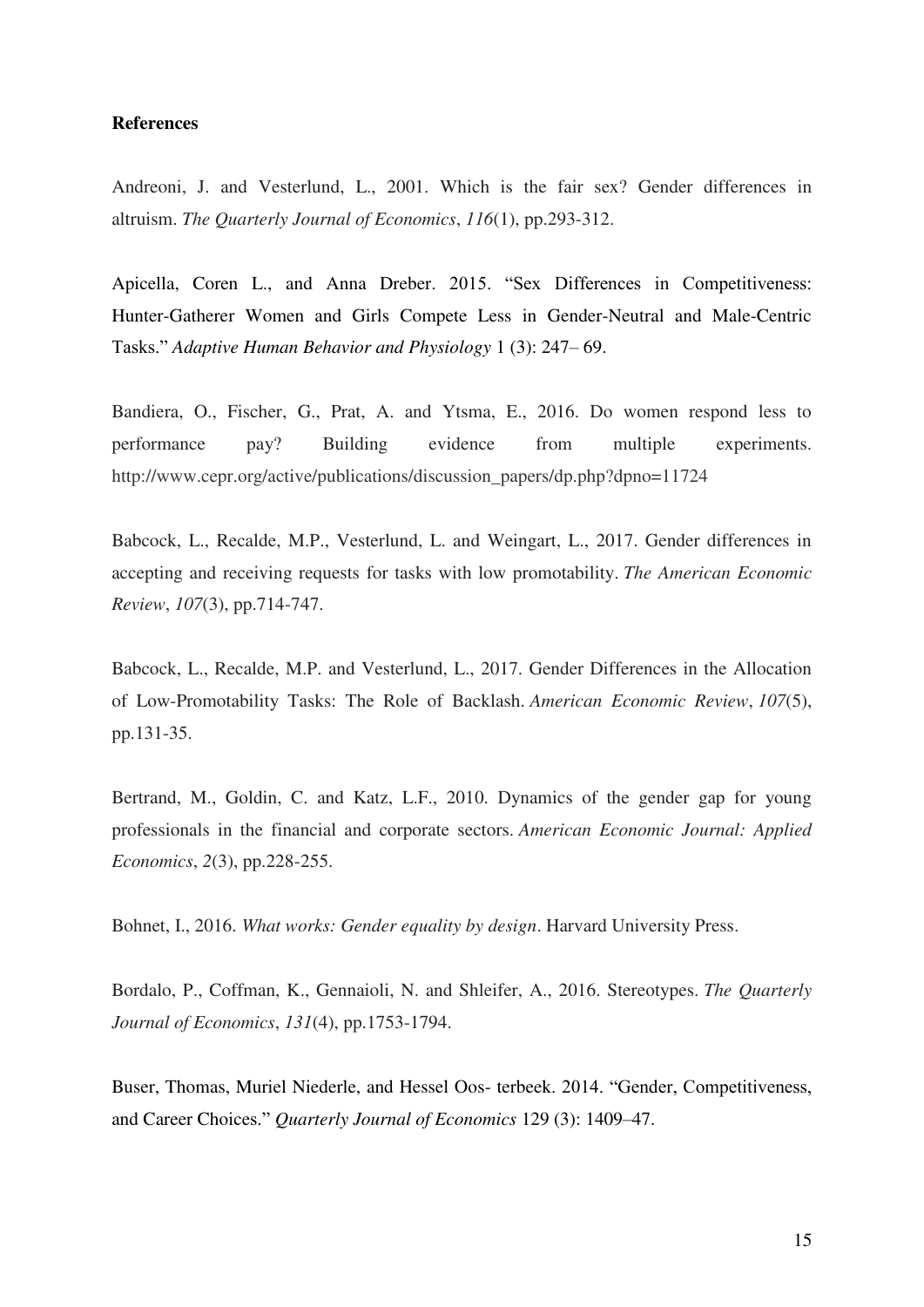**References**

Andreoni, J. and Vesterlund, L., 2001. Which is the fair sex? Gender differences in altruism. *The Quarterly Journal of Economics*, *116*(1), pp.293-312.

Apicella, Coren L., and Anna Dreber. 2015. "Sex Differences in Competitiveness: Hunter-Gatherer Women and Girls Compete Less in Gender-Neutral and Male-Centric Tasks." *Adaptive Human Behavior and Physiology* 1 (3): 247– 69.

Bandiera, O., Fischer, G., Prat, A. and Ytsma, E., 2016. Do women respond less to performance pay? Building evidence from multiple experiments. http://www.cepr.org/active/publications/discussion_papers/dp.php?dpno=11724

Babcock, L., Recalde, M.P., Vesterlund, L. and Weingart, L., 2017. Gender differences in accepting and receiving requests for tasks with low promotability. *The American Economic Review*, *107*(3), pp.714-747.

Babcock, L., Recalde, M.P. and Vesterlund, L., 2017. Gender Differences in the Allocation of Low-Promotability Tasks: The Role of Backlash. *American Economic Review*, *107*(5), pp.131-35.

Bertrand, M., Goldin, C. and Katz, L.F., 2010. Dynamics of the gender gap for young professionals in the financial and corporate sectors. *American Economic Journal: Applied Economics*, *2*(3), pp.228-255.

Bohnet, I., 2016. *What works: Gender equality by design*. Harvard University Press.

Bordalo, P., Coffman, K., Gennaioli, N. and Shleifer, A., 2016. Stereotypes. *The Quarterly Journal of Economics*, *131*(4), pp.1753-1794.

Buser, Thomas, Muriel Niederle, and Hessel Oos- terbeek. 2014. "Gender, Competitiveness, and Career Choices." *Quarterly Journal of Economics* 129 (3): 1409–47.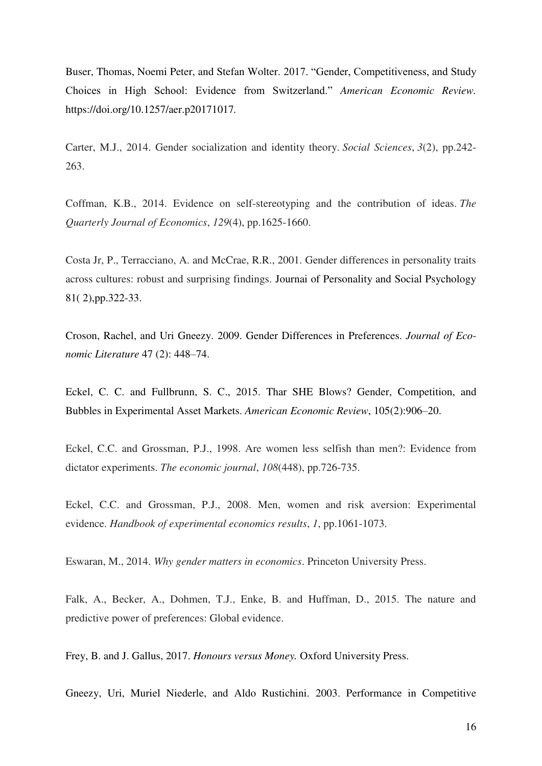Buser, Thomas, Noemi Peter, and Stefan Wolter. 2017. "Gender, Competitiveness, and Study Choices in High School: Evidence from Switzerland." *American Economic Review.* https://doi.org/10.1257/aer.p20171017.

Carter, M.J., 2014. Gender socialization and identity theory. *Social Sciences*, *3*(2), pp.242-263.

Coffman, K.B., 2014. Evidence on self-stereotyping and the contribution of ideas. *The Quarterly Journal of Economics*, *129*(4), pp.1625-1660.

Costa Jr, P., Terracciano, A. and McCrae, R.R., 2001. Gender differences in personality traits across cultures: robust and surprising findings. Journai of Personality and Social Psychology 81( 2),pp.322-33.

Croson, Rachel, and Uri Gneezy. 2009. Gender Differences in Preferences. *Journal of Economic Literature* 47 (2): 448–74.

Eckel, C. C. and Fullbrunn, S. C., 2015. Thar SHE Blows? Gender, Competition, and Bubbles in Experimental Asset Markets. *American Economic Review*, 105(2):906–20.

Eckel, C.C. and Grossman, P.J., 1998. Are women less selfish than men?: Evidence from dictator experiments. *The economic journal*, *108*(448), pp.726-735.

Eckel, C.C. and Grossman, P.J., 2008. Men, women and risk aversion: Experimental evidence. *Handbook of experimental economics results*, *1*, pp.1061-1073.

Eswaran, M., 2014. *Why gender matters in economics*. Princeton University Press.

Falk, A., Becker, A., Dohmen, T.J., Enke, B. and Huffman, D., 2015. The nature and predictive power of preferences: Global evidence.

Frey, B. and J. Gallus, 2017. *Honours versus Money.* Oxford University Press.

Gneezy, Uri, Muriel Niederle, and Aldo Rustichini. 2003. Performance in Competitive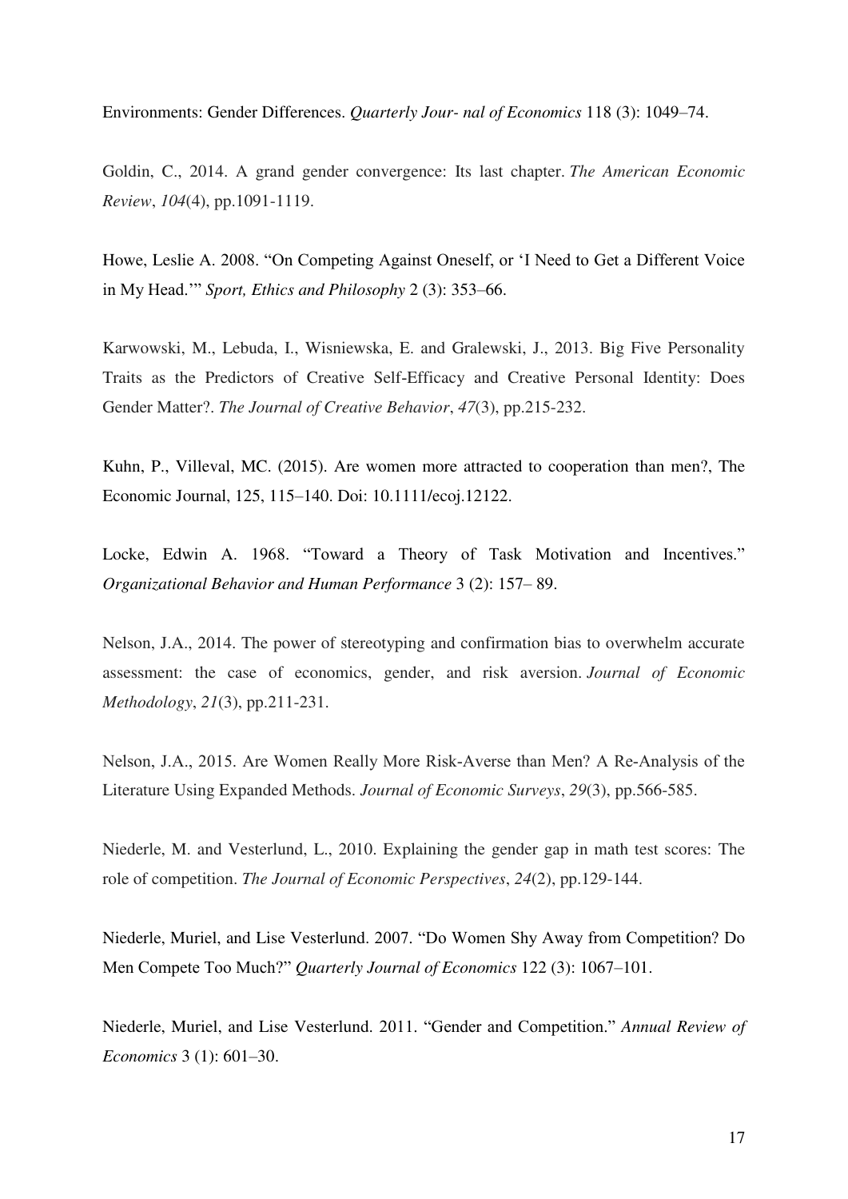Environments: Gender Differences. *Quarterly Jour- nal of Economics* 118 (3): 1049–74.

Goldin, C., 2014. A grand gender convergence: Its last chapter. *The American Economic Review*, *104*(4), pp.1091-1119.

Howe, Leslie A. 2008. "On Competing Against Oneself, or 'I Need to Get a Different Voice in My Head.'" *Sport, Ethics and Philosophy* 2 (3): 353–66.

Karwowski, M., Lebuda, I., Wisniewska, E. and Gralewski, J., 2013. Big Five Personality Traits as the Predictors of Creative Self-Efficacy and Creative Personal Identity: Does Gender Matter?. *The Journal of Creative Behavior*, *47*(3), pp.215-232.

Kuhn, P., Villeval, MC. (2015). Are women more attracted to cooperation than men?, The Economic Journal, 125, 115–140. Doi: 10.1111/ecoj.12122.

Locke, Edwin A. 1968. "Toward a Theory of Task Motivation and Incentives." *Organizational Behavior and Human Performance* 3 (2): 157– 89.

Nelson, J.A., 2014. The power of stereotyping and confirmation bias to overwhelm accurate assessment: the case of economics, gender, and risk aversion. *Journal of Economic Methodology*, *21*(3), pp.211-231.

Nelson, J.A., 2015. Are Women Really More Risk-Averse than Men? A Re-Analysis of the Literature Using Expanded Methods. *Journal of Economic Surveys*, *29*(3), pp.566-585.

Niederle, M. and Vesterlund, L., 2010. Explaining the gender gap in math test scores: The role of competition. *The Journal of Economic Perspectives*, *24*(2), pp.129-144.

Niederle, Muriel, and Lise Vesterlund. 2007. "Do Women Shy Away from Competition? Do Men Compete Too Much?" *Quarterly Journal of Economics* 122 (3): 1067–101.

Niederle, Muriel, and Lise Vesterlund. 2011. "Gender and Competition." *Annual Review of Economics* 3 (1): 601–30.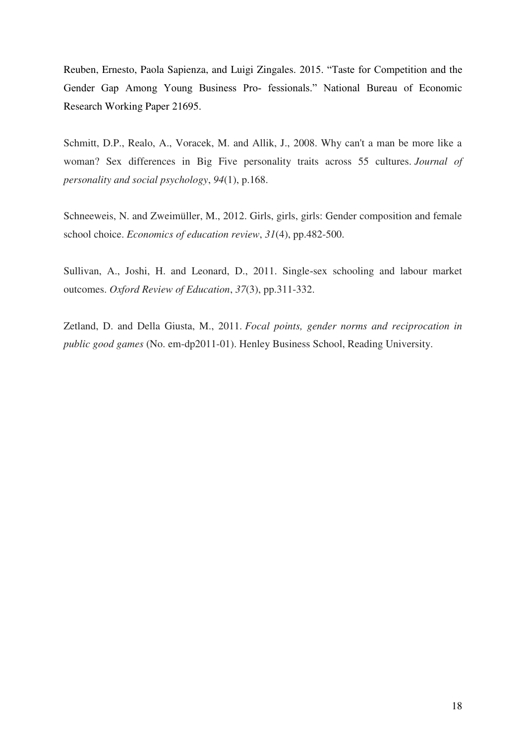Reuben, Ernesto, Paola Sapienza, and Luigi Zingales. 2015. "Taste for Competition and the Gender Gap Among Young Business Pro- fessionals." National Bureau of Economic Research Working Paper 21695.

Schmitt, D.P., Realo, A., Voracek, M. and Allik, J., 2008. Why can't a man be more like a woman? Sex differences in Big Five personality traits across 55 cultures. *Journal of personality and social psychology*, *94*(1), p.168.

Schneeweis, N. and Zweimüller, M., 2012. Girls, girls, girls: Gender composition and female school choice. *Economics of education review*, *31*(4), pp.482-500.

Sullivan, A., Joshi, H. and Leonard, D., 2011. Single-sex schooling and labour market outcomes. *Oxford Review of Education*, *37*(3), pp.311-332.

Zetland, D. and Della Giusta, M., 2011. *Focal points, gender norms and reciprocation in public good games* (No. em-dp2011-01). Henley Business School, Reading University.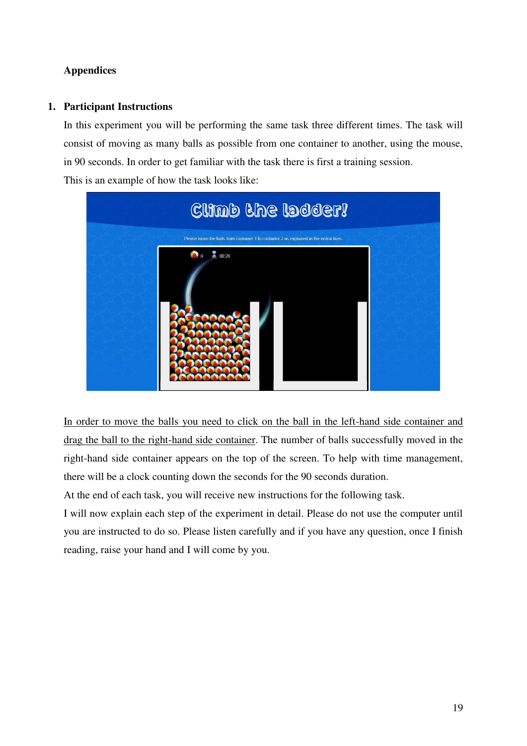**Appendices**

**1. Participant Instructions**

In this experiment you will be performing the same task three different times. The task will consist of moving as many balls as possible from one container to another, using the mouse, in 90 seconds. In order to get familiar with the task there is first a training session.

This is an example of how the task looks like:

<u>In order to move the balls you need to click on the ball in the left-hand side container and drag the ball to the right-hand side container</u>. The number of balls successfully moved in the right-hand side container appears on the top of the screen. To help with time management, there will be a clock counting down the seconds for the 90 seconds duration.

At the end of each task, you will receive new instructions for the following task.

I will now explain each step of the experiment in detail. Please do not use the computer until you are instructed to do so. Please listen carefully and if you have any question, once I finish reading, raise your hand and I will come by you.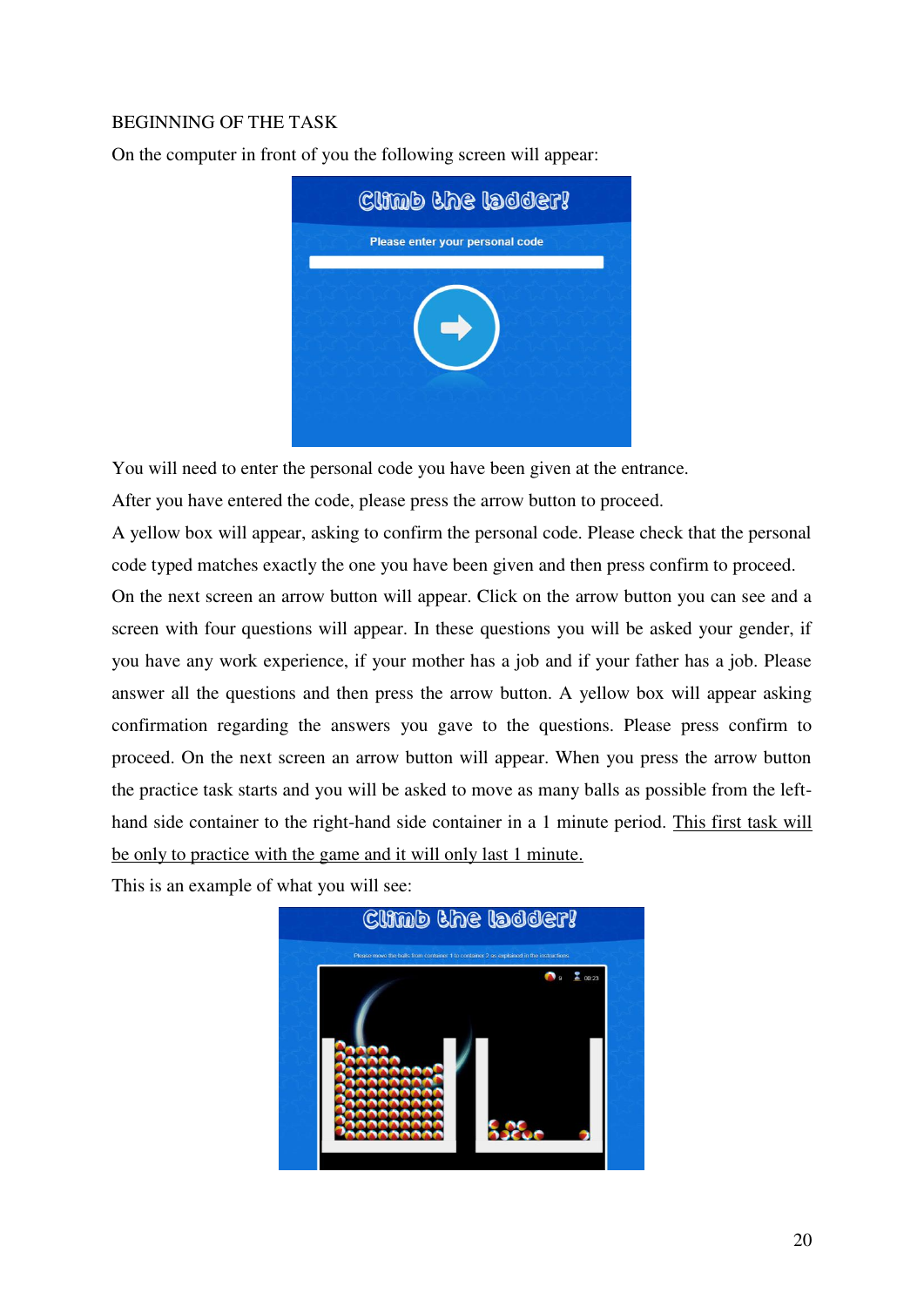BEGINNING OF THE TASK

On the computer in front of you the following screen will appear:

You will need to enter the personal code you have been given at the entrance.

After you have entered the code, please press the arrow button to proceed.

A yellow box will appear, asking to confirm the personal code. Please check that the personal code typed matches exactly the one you have been given and then press confirm to proceed.

On the next screen an arrow button will appear. Click on the arrow button you can see and a screen with four questions will appear. In these questions you will be asked your gender, if you have any work experience, if your mother has a job and if your father has a job. Please answer all the questions and then press the arrow button. A yellow box will appear asking confirmation regarding the answers you gave to the questions. Please press confirm to proceed. On the next screen an arrow button will appear. When you press the arrow button the practice task starts and you will be asked to move as many balls as possible from the left-hand side container to the right-hand side container in a 1 minute period. <u>This first task will be only to practice with the game and it will only last 1 minute.</u>

This is an example of what you will see: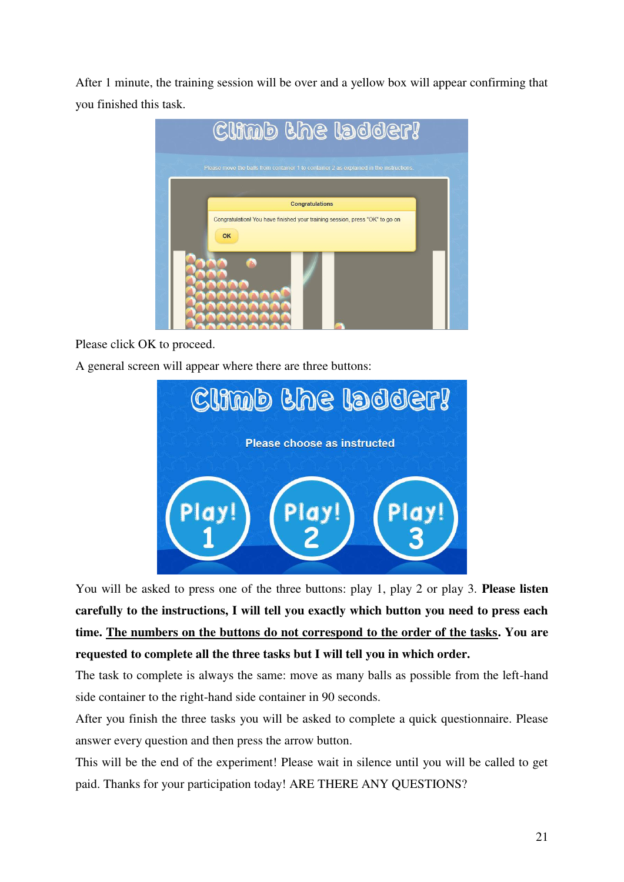After 1 minute, the training session will be over and a yellow box will appear confirming that you finished this task.

Please click OK to proceed.

A general screen will appear where there are three buttons:

You will be asked to press one of the three buttons: play 1, play 2 or play 3. **Please listen carefully to the instructions, I will tell you exactly which button you need to press each time. <u>The numbers on the buttons do not correspond to the order of the tasks</u>. You are requested to complete all the three tasks but I will tell you in which order.**

The task to complete is always the same: move as many balls as possible from the left-hand side container to the right-hand side container in 90 seconds.

After you finish the three tasks you will be asked to complete a quick questionnaire. Please answer every question and then press the arrow button.

This will be the end of the experiment! Please wait in silence until you will be called to get paid. Thanks for your participation today! ARE THERE ANY QUESTIONS?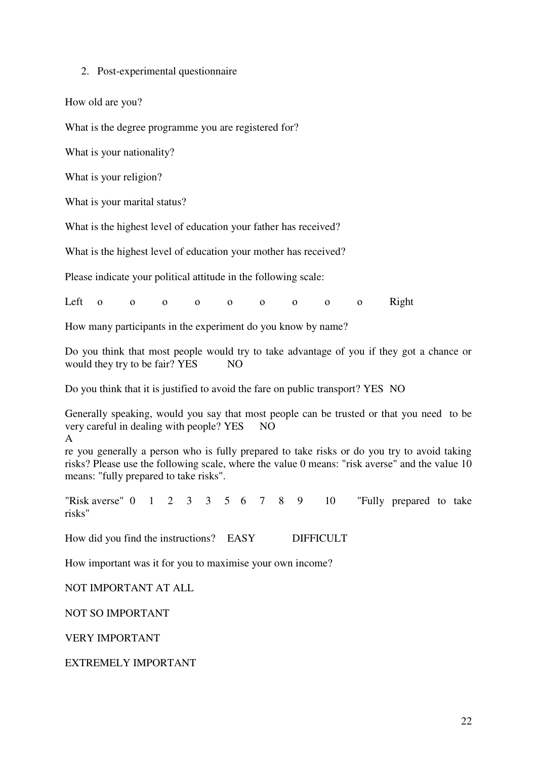2. Post-experimental questionnaire

How old are you?

What is the degree programme you are registered for?

What is your nationality?

What is your religion?

What is your marital status?

What is the highest level of education your father has received?

What is the highest level of education your mother has received?

Please indicate your political attitude in the following scale:

Left o o o o o o o o o Right

How many participants in the experiment do you know by name?

Do you think that most people would try to take advantage of you if they got a chance or would they try to be fair? YES NO

Do you think that it is justified to avoid the fare on public transport? YES NO

Generally speaking, would you say that most people can be trusted or that you need to be very careful in dealing with people? YES NO

A
re you generally a person who is fully prepared to take risks or do you try to avoid taking risks? Please use the following scale, where the value 0 means: "risk averse" and the value 10 means: "fully prepared to take risks".

"Risk averse" 0 1 2 3 3 5 6 7 8 9 10 "Fully prepared to take risks"

How did you find the instructions? EASY DIFFICULT

How important was it for you to maximise your own income?

NOT IMPORTANT AT ALL

NOT SO IMPORTANT

VERY IMPORTANT

EXTREMELY IMPORTANT